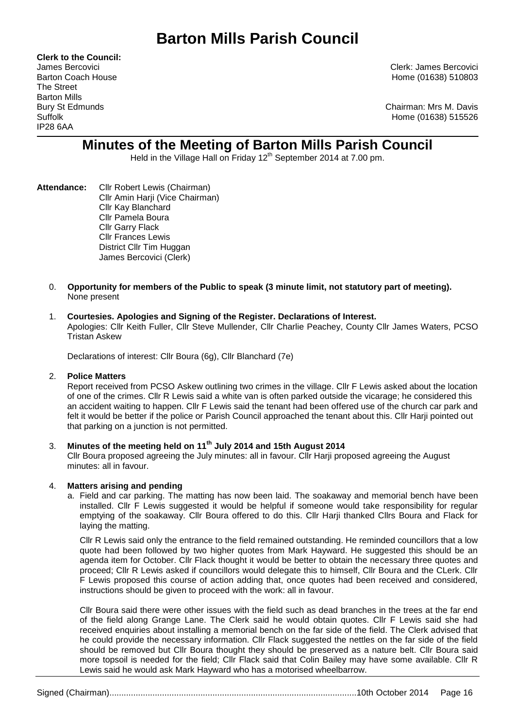# Barton Mills Parish Council

**Clerk to the Council:**
James Bercovici
Barton Coach House
The Street
Barton Mills
Bury St Edmunds
Suffolk
IP28 6AA

Clerk: James Bercovici
Home (01638) 510803

Chairman: Mrs M. Davis
Home (01638) 515526

## Minutes of the Meeting of Barton Mills Parish Council

Held in the Village Hall on Friday 12th September 2014 at 7.00 pm.

**Attendance:** Cllr Robert Lewis (Chairman)
Cllr Amin Harji (Vice Chairman)
Cllr Kay Blanchard
Cllr Pamela Boura
Cllr Garry Flack
Cllr Frances Lewis
District Cllr Tim Huggan
James Bercovici (Clerk)

0. **Opportunity for members of the Public to speak (3 minute limit, not statutory part of meeting).**
None present

1. **Courtesies. Apologies and Signing of the Register. Declarations of Interest.**
Apologies: Cllr Keith Fuller, Cllr Steve Mullender, Cllr Charlie Peachey, County Cllr James Waters, PCSO Tristan Askew

   Declarations of interest: Cllr Boura (6g), Cllr Blanchard (7e)

2. **Police Matters**
Report received from PCSO Askew outlining two crimes in the village. Cllr F Lewis asked about the location of one of the crimes. Cllr R Lewis said a white van is often parked outside the vicarage; he considered this an accident waiting to happen. Cllr F Lewis said the tenant had been offered use of the church car park and felt it would be better if the police or Parish Council approached the tenant about this. Cllr Harji pointed out that parking on a junction is not permitted.

3. **Minutes of the meeting held on 11th July 2014 and 15th August 2014**
Cllr Boura proposed agreeing the July minutes: all in favour. Cllr Harji proposed agreeing the August minutes: all in favour.

4. **Matters arising and pending**
   a. Field and car parking. The matting has now been laid. The soakaway and memorial bench have been installed. Cllr F Lewis suggested it would be helpful if someone would take responsibility for regular emptying of the soakaway. Cllr Boura offered to do this. Cllr Harji thanked Cllrs Boura and Flack for laying the matting.

      Cllr R Lewis said only the entrance to the field remained outstanding. He reminded councillors that a low quote had been followed by two higher quotes from Mark Hayward. He suggested this should be an agenda item for October. Cllr Flack thought it would be better to obtain the necessary three quotes and proceed; Cllr R Lewis asked if councillors would delegate this to himself, Cllr Boura and the CLerk. Cllr F Lewis proposed this course of action adding that, once quotes had been received and considered, instructions should be given to proceed with the work: all in favour.

      Cllr Boura said there were other issues with the field such as dead branches in the trees at the far end of the field along Grange Lane. The Clerk said he would obtain quotes. Cllr F Lewis said she had received enquiries about installing a memorial bench on the far side of the field. The Clerk advised that he could provide the necessary information. Cllr Flack suggested the nettles on the far side of the field should be removed but Cllr Boura thought they should be preserved as a nature belt. Cllr Boura said more topsoil is needed for the field; Cllr Flack said that Colin Bailey may have some available. Cllr R Lewis said he would ask Mark Hayward who has a motorised wheelbarrow.

Signed (Chairman)........................................................................................................10th October 2014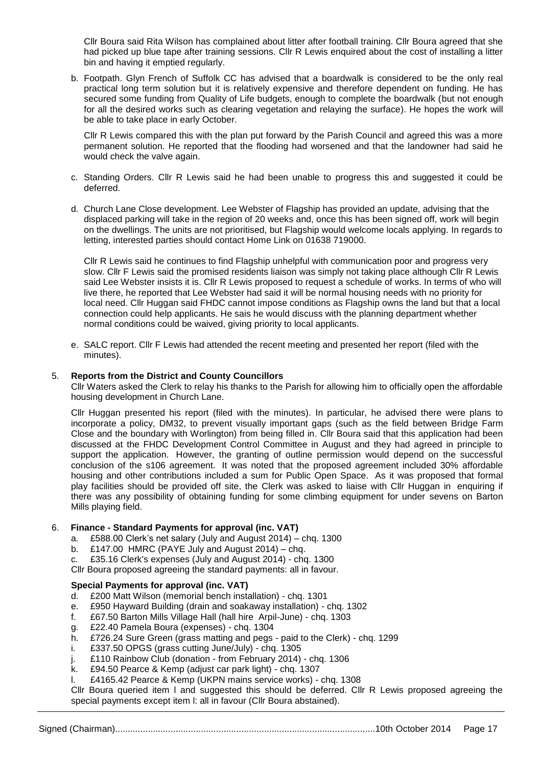Cllr Boura said Rita Wilson has complained about litter after football training. Cllr Boura agreed that she had picked up blue tape after training sessions. Cllr R Lewis enquired about the cost of installing a litter bin and having it emptied regularly.

b. Footpath. Glyn French of Suffolk CC has advised that a boardwalk is considered to be the only real practical long term solution but it is relatively expensive and therefore dependent on funding. He has secured some funding from Quality of Life budgets, enough to complete the boardwalk (but not enough for all the desired works such as clearing vegetation and relaying the surface). He hopes the work will be able to take place in early October.

Cllr R Lewis compared this with the plan put forward by the Parish Council and agreed this was a more permanent solution. He reported that the flooding had worsened and that the landowner had said he would check the valve again.

c. Standing Orders. Cllr R Lewis said he had been unable to progress this and suggested it could be deferred.

d. Church Lane Close development. Lee Webster of Flagship has provided an update, advising that the displaced parking will take in the region of 20 weeks and, once this has been signed off, work will begin on the dwellings. The units are not prioritised, but Flagship would welcome locals applying. In regards to letting, interested parties should contact Home Link on 01638 719000.

Cllr R Lewis said he continues to find Flagship unhelpful with communication poor and progress very slow. Cllr F Lewis said the promised residents liaison was simply not taking place although Cllr R Lewis said Lee Webster insists it is. Cllr R Lewis proposed to request a schedule of works. In terms of who will live there, he reported that Lee Webster had said it will be normal housing needs with no priority for local need. Cllr Huggan said FHDC cannot impose conditions as Flagship owns the land but that a local connection could help applicants. He sais he would discuss with the planning department whether normal conditions could be waived, giving priority to local applicants.

e. SALC report. Cllr F Lewis had attended the recent meeting and presented her report (filed with the minutes).

5. **Reports from the District and County Councillors**

Cllr Waters asked the Clerk to relay his thanks to the Parish for allowing him to officially open the affordable housing development in Church Lane.

Cllr Huggan presented his report (filed with the minutes). In particular, he advised there were plans to incorporate a policy, DM32, to prevent visually important gaps (such as the field between Bridge Farm Close and the boundary with Worlington) from being filled in. Cllr Boura said that this application had been discussed at the FHDC Development Control Committee in August and they had agreed in principle to support the application. However, the granting of outline permission would depend on the successful conclusion of the s106 agreement. It was noted that the proposed agreement included 30% affordable housing and other contributions included a sum for Public Open Space. As it was proposed that formal play facilities should be provided off site, the Clerk was asked to liaise with Cllr Huggan in enquiring if there was any possibility of obtaining funding for some climbing equipment for under sevens on Barton Mills playing field.

6. **Finance - Standard Payments for approval (inc. VAT)**

a. £588.00 Clerk's net salary (July and August 2014) – chq. 1300
b. £147.00 HMRC (PAYE July and August 2014) – chq.
c. £35.16 Clerk's expenses (July and August 2014) - chq. 1300

Cllr Boura proposed agreeing the standard payments: all in favour.

**Special Payments for approval (inc. VAT)**

d. £200 Matt Wilson (memorial bench installation) - chq. 1301
e. £950 Hayward Building (drain and soakaway installation) - chq. 1302
f. £67.50 Barton Mills Village Hall (hall hire Arpil-June) - chq. 1303
g. £22.40 Pamela Boura (expenses) - chq. 1304
h. £726.24 Sure Green (grass matting and pegs - paid to the Clerk) - chq. 1299
i. £337.50 OPGS (grass cutting June/July) - chq. 1305
j. £110 Rainbow Club (donation - from February 2014) - chq. 1306
k. £94.50 Pearce & Kemp (adjust car park light) - chq. 1307
l. £4165.42 Pearce & Kemp (UKPN mains service works) - chq. 1308

Cllr Boura queried item l and suggested this should be deferred. Cllr R Lewis proposed agreeing the special payments except item l: all in favour (Cllr Boura abstained).

Signed (Chairman)...................................................................................................10th October 2014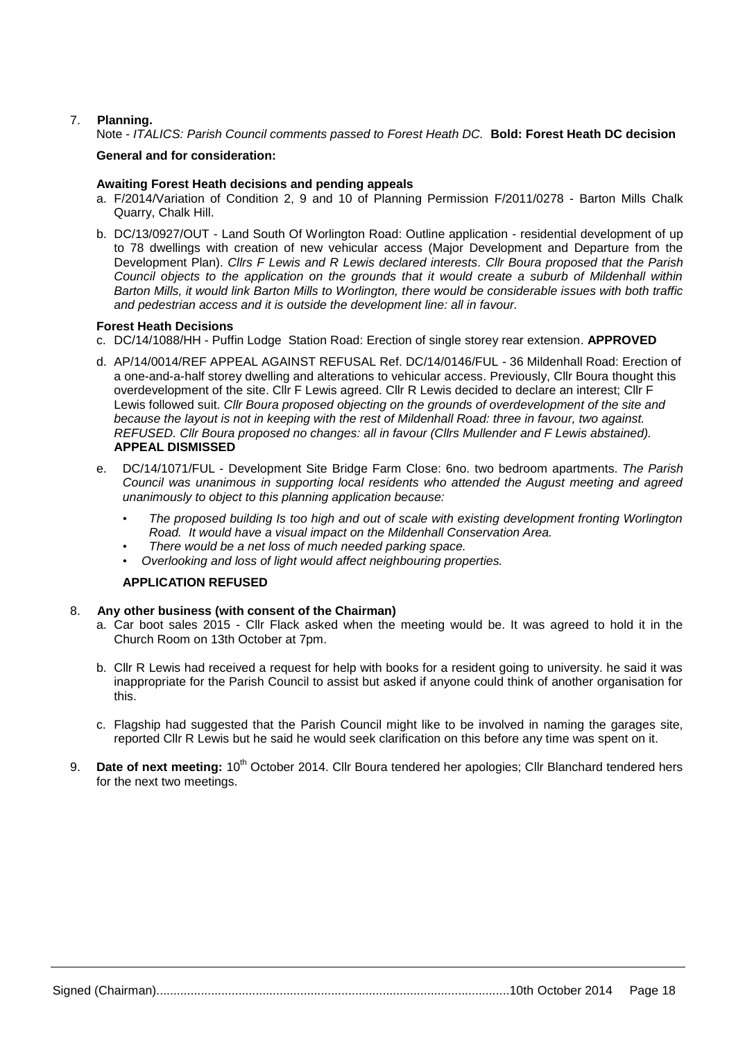7. **Planning.**

   Note - *ITALICS: Parish Council comments passed to Forest Heath DC.* **Bold: Forest Heath DC decision**

   **General and for consideration:**

   **Awaiting Forest Heath decisions and pending appeals**

   a. F/2014/Variation of Condition 2, 9 and 10 of Planning Permission F/2011/0278 - Barton Mills Chalk Quarry, Chalk Hill.

   b. DC/13/0927/OUT - Land South Of Worlington Road: Outline application - residential development of up to 78 dwellings with creation of new vehicular access (Major Development and Departure from the Development Plan). *Cllrs F Lewis and R Lewis declared interests. Cllr Boura proposed that the Parish Council objects to the application on the grounds that it would create a suburb of Mildenhall within Barton Mills, it would link Barton Mills to Worlington, there would be considerable issues with both traffic and pedestrian access and it is outside the development line: all in favour.*

   **Forest Heath Decisions**

   c. DC/14/1088/HH - Puffin Lodge Station Road: Erection of single storey rear extension. **APPROVED**

   d. AP/14/0014/REF APPEAL AGAINST REFUSAL Ref. DC/14/0146/FUL - 36 Mildenhall Road: Erection of a one-and-a-half storey dwelling and alterations to vehicular access. Previously, Cllr Boura thought this overdevelopment of the site. Cllr F Lewis agreed. Cllr R Lewis decided to declare an interest; Cllr F Lewis followed suit. *Cllr Boura proposed objecting on the grounds of overdevelopment of the site and because the layout is not in keeping with the rest of Mildenhall Road: three in favour, two against. REFUSED. Cllr Boura proposed no changes: all in favour (Cllrs Mullender and F Lewis abstained).* **APPEAL DISMISSED**

   e. DC/14/1071/FUL - Development Site Bridge Farm Close: 6no. two bedroom apartments. *The Parish Council was unanimous in supporting local residents who attended the August meeting and agreed unanimously to object to this planning application because:*

      - *The proposed building Is too high and out of scale with existing development fronting Worlington Road. It would have a visual impact on the Mildenhall Conservation Area.*
      - *There would be a net loss of much needed parking space.*
      - *Overlooking and loss of light would affect neighbouring properties.*

      **APPLICATION REFUSED**

8. **Any other business (with consent of the Chairman)**

   a. Car boot sales 2015 - Cllr Flack asked when the meeting would be. It was agreed to hold it in the Church Room on 13th October at 7pm.

   b. Cllr R Lewis had received a request for help with books for a resident going to university. he said it was inappropriate for the Parish Council to assist but asked if anyone could think of another organisation for this.

   c. Flagship had suggested that the Parish Council might like to be involved in naming the garages site, reported Cllr R Lewis but he said he would seek clarification on this before any time was spent on it.

9. **Date of next meeting:** 10th October 2014. Cllr Boura tendered her apologies; Cllr Blanchard tendered hers for the next two meetings.

Signed (Chairman)......................................................................................................10th October 2014